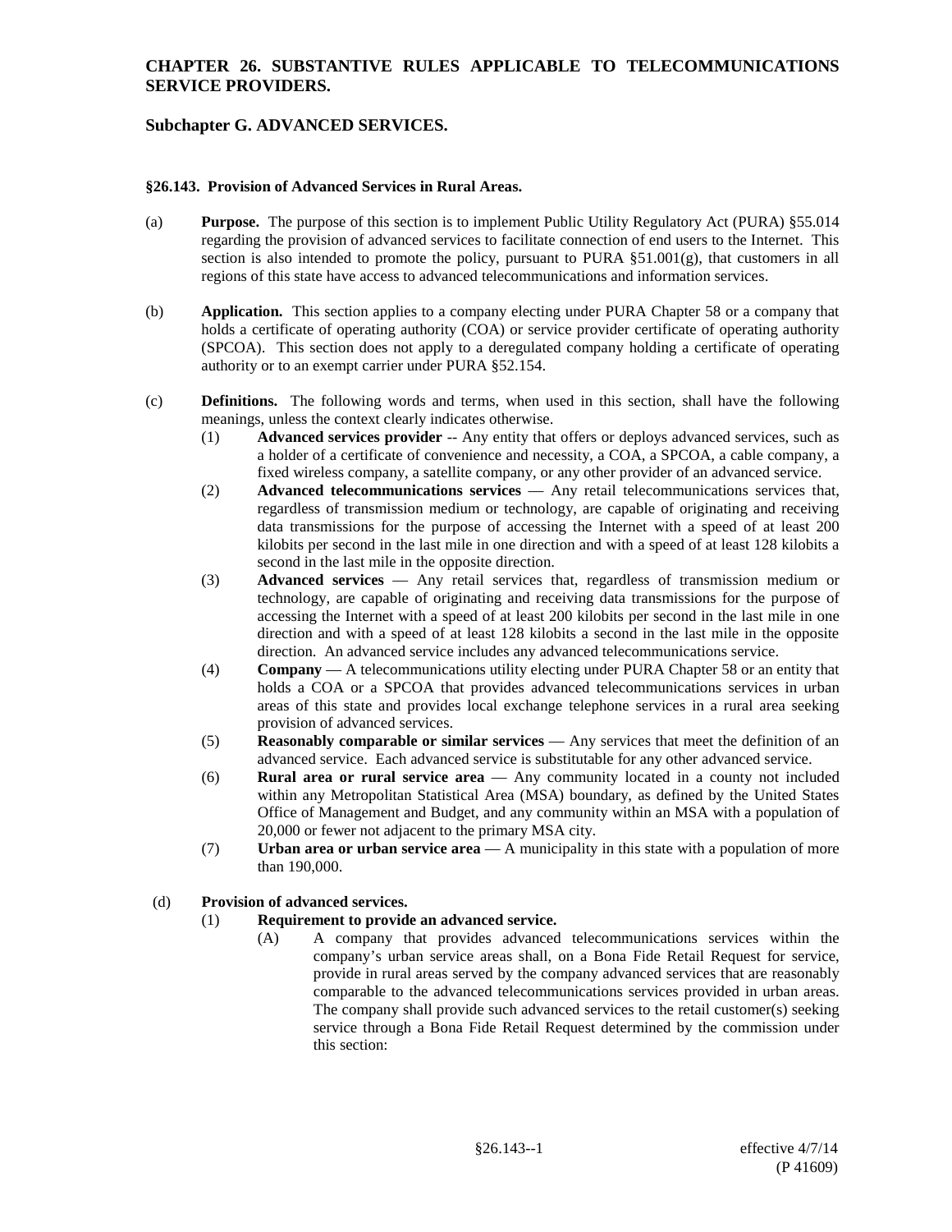# CHAPTER 26. SUBSTANTIVE RULES APPLICABLE TO TELECOMMUNICATIONS SERVICE PROVIDERS.

## Subchapter G. ADVANCED SERVICES.

### §26.143. Provision of Advanced Services in Rural Areas.

(a) **Purpose.** The purpose of this section is to implement Public Utility Regulatory Act (PURA) §55.014 regarding the provision of advanced services to facilitate connection of end users to the Internet. This section is also intended to promote the policy, pursuant to PURA §51.001(g), that customers in all regions of this state have access to advanced telecommunications and information services.

(b) **Application.** This section applies to a company electing under PURA Chapter 58 or a company that holds a certificate of operating authority (COA) or service provider certificate of operating authority (SPCOA). This section does not apply to a deregulated company holding a certificate of operating authority or to an exempt carrier under PURA §52.154.

(c) **Definitions.** The following words and terms, when used in this section, shall have the following meanings, unless the context clearly indicates otherwise.

(1) **Advanced services provider** -- Any entity that offers or deploys advanced services, such as a holder of a certificate of convenience and necessity, a COA, a SPCOA, a cable company, a fixed wireless company, a satellite company, or any other provider of an advanced service.

(2) **Advanced telecommunications services** — Any retail telecommunications services that, regardless of transmission medium or technology, are capable of originating and receiving data transmissions for the purpose of accessing the Internet with a speed of at least 200 kilobits per second in the last mile in one direction and with a speed of at least 128 kilobits a second in the last mile in the opposite direction.

(3) **Advanced services** — Any retail services that, regardless of transmission medium or technology, are capable of originating and receiving data transmissions for the purpose of accessing the Internet with a speed of at least 200 kilobits per second in the last mile in one direction and with a speed of at least 128 kilobits a second in the last mile in the opposite direction. An advanced service includes any advanced telecommunications service.

(4) **Company** — A telecommunications utility electing under PURA Chapter 58 or an entity that holds a COA or a SPCOA that provides advanced telecommunications services in urban areas of this state and provides local exchange telephone services in a rural area seeking provision of advanced services.

(5) **Reasonably comparable or similar services** — Any services that meet the definition of an advanced service. Each advanced service is substitutable for any other advanced service.

(6) **Rural area or rural service area** — Any community located in a county not included within any Metropolitan Statistical Area (MSA) boundary, as defined by the United States Office of Management and Budget, and any community within an MSA with a population of 20,000 or fewer not adjacent to the primary MSA city.

(7) **Urban area or urban service area** — A municipality in this state with a population of more than 190,000.

(d) **Provision of advanced services.**

(1) **Requirement to provide an advanced service.**

(A) A company that provides advanced telecommunications services within the company's urban service areas shall, on a Bona Fide Retail Request for service, provide in rural areas served by the company advanced services that are reasonably comparable to the advanced telecommunications services provided in urban areas. The company shall provide such advanced services to the retail customer(s) seeking service through a Bona Fide Retail Request determined by the commission under this section: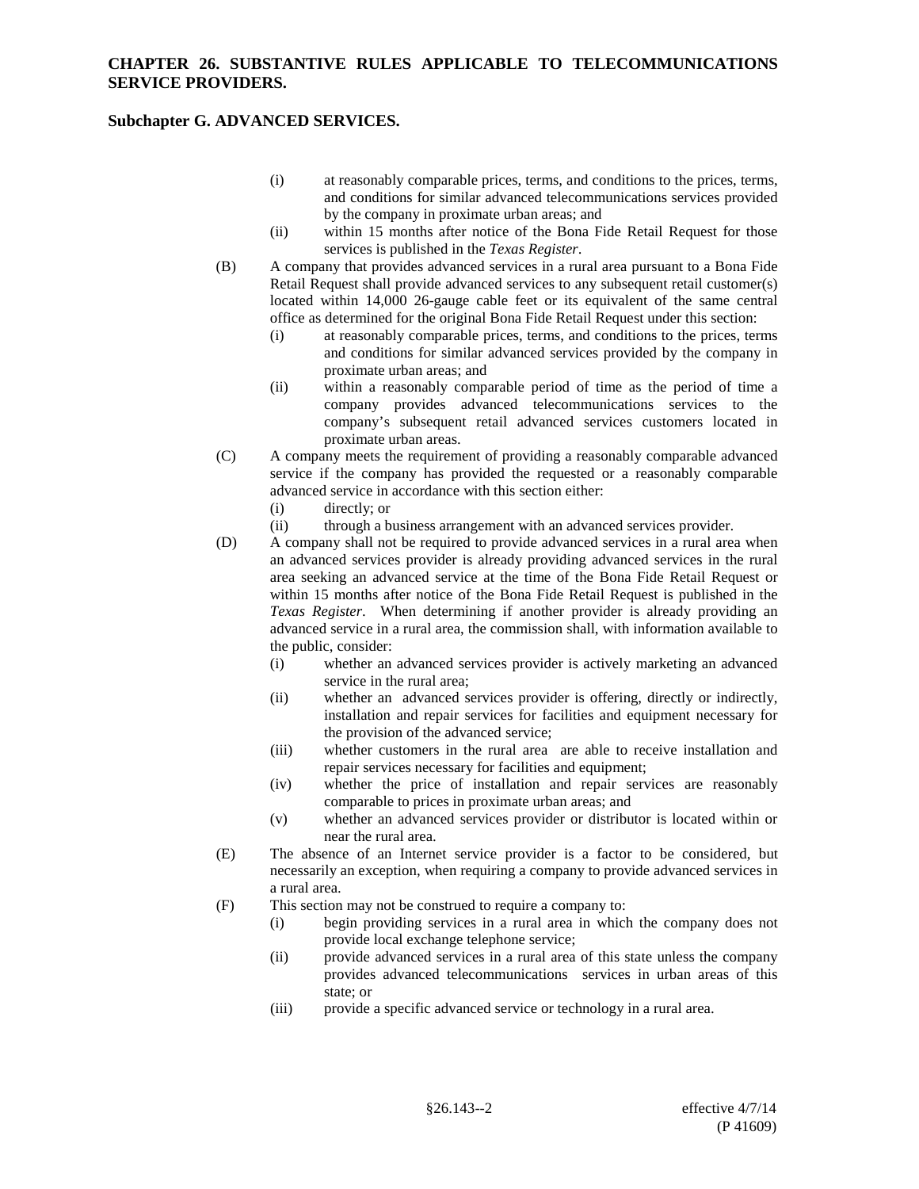- (i) at reasonably comparable prices, terms, and conditions to the prices, terms, and conditions for similar advanced telecommunications services provided by the company in proximate urban areas; and
- (ii) within 15 months after notice of the Bona Fide Retail Request for those services is published in the *Texas Register*.

(B) A company that provides advanced services in a rural area pursuant to a Bona Fide Retail Request shall provide advanced services to any subsequent retail customer(s) located within 14,000 26-gauge cable feet or its equivalent of the same central office as determined for the original Bona Fide Retail Request under this section:

- (i) at reasonably comparable prices, terms, and conditions to the prices, terms and conditions for similar advanced services provided by the company in proximate urban areas; and
- (ii) within a reasonably comparable period of time as the period of time a company provides advanced telecommunications services to the company's subsequent retail advanced services customers located in proximate urban areas.

(C) A company meets the requirement of providing a reasonably comparable advanced service if the company has provided the requested or a reasonably comparable advanced service in accordance with this section either:

- (i) directly; or
- (ii) through a business arrangement with an advanced services provider.

(D) A company shall not be required to provide advanced services in a rural area when an advanced services provider is already providing advanced services in the rural area seeking an advanced service at the time of the Bona Fide Retail Request or within 15 months after notice of the Bona Fide Retail Request is published in the *Texas Register*. When determining if another provider is already providing an advanced service in a rural area, the commission shall, with information available to the public, consider:

- (i) whether an advanced services provider is actively marketing an advanced service in the rural area;
- (ii) whether an advanced services provider is offering, directly or indirectly, installation and repair services for facilities and equipment necessary for the provision of the advanced service;
- (iii) whether customers in the rural area are able to receive installation and repair services necessary for facilities and equipment;
- (iv) whether the price of installation and repair services are reasonably comparable to prices in proximate urban areas; and
- (v) whether an advanced services provider or distributor is located within or near the rural area.

(E) The absence of an Internet service provider is a factor to be considered, but necessarily an exception, when requiring a company to provide advanced services in a rural area.

(F) This section may not be construed to require a company to:

- (i) begin providing services in a rural area in which the company does not provide local exchange telephone service;
- (ii) provide advanced services in a rural area of this state unless the company provides advanced telecommunications services in urban areas of this state; or
- (iii) provide a specific advanced service or technology in a rural area.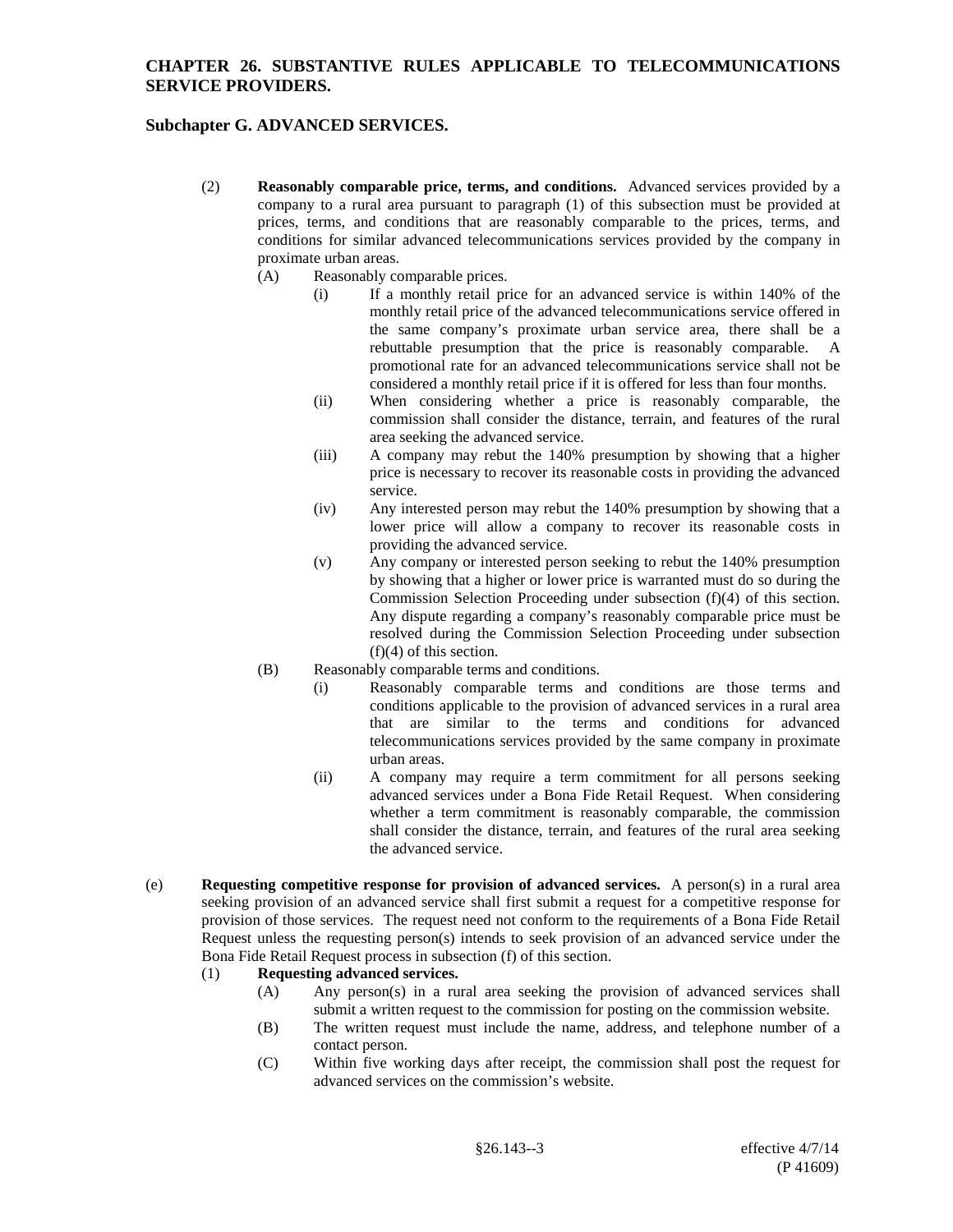(2) **Reasonably comparable price, terms, and conditions.** Advanced services provided by a company to a rural area pursuant to paragraph (1) of this subsection must be provided at prices, terms, and conditions that are reasonably comparable to the prices, terms, and conditions for similar advanced telecommunications services provided by the company in proximate urban areas.

(A) Reasonably comparable prices.

(i) If a monthly retail price for an advanced service is within 140% of the monthly retail price of the advanced telecommunications service offered in the same company's proximate urban service area, there shall be a rebuttable presumption that the price is reasonably comparable. A promotional rate for an advanced telecommunications service shall not be considered a monthly retail price if it is offered for less than four months.

(ii) When considering whether a price is reasonably comparable, the commission shall consider the distance, terrain, and features of the rural area seeking the advanced service.

(iii) A company may rebut the 140% presumption by showing that a higher price is necessary to recover its reasonable costs in providing the advanced service.

(iv) Any interested person may rebut the 140% presumption by showing that a lower price will allow a company to recover its reasonable costs in providing the advanced service.

(v) Any company or interested person seeking to rebut the 140% presumption by showing that a higher or lower price is warranted must do so during the Commission Selection Proceeding under subsection (f)(4) of this section. Any dispute regarding a company's reasonably comparable price must be resolved during the Commission Selection Proceeding under subsection (f)(4) of this section.

(B) Reasonably comparable terms and conditions.

(i) Reasonably comparable terms and conditions are those terms and conditions applicable to the provision of advanced services in a rural area that are similar to the terms and conditions for advanced telecommunications services provided by the same company in proximate urban areas.

(ii) A company may require a term commitment for all persons seeking advanced services under a Bona Fide Retail Request. When considering whether a term commitment is reasonably comparable, the commission shall consider the distance, terrain, and features of the rural area seeking the advanced service.

(e) **Requesting competitive response for provision of advanced services.** A person(s) in a rural area seeking provision of an advanced service shall first submit a request for a competitive response for provision of those services. The request need not conform to the requirements of a Bona Fide Retail Request unless the requesting person(s) intends to seek provision of an advanced service under the Bona Fide Retail Request process in subsection (f) of this section.

(1) **Requesting advanced services.**

(A) Any person(s) in a rural area seeking the provision of advanced services shall submit a written request to the commission for posting on the commission website.

(B) The written request must include the name, address, and telephone number of a contact person.

(C) Within five working days after receipt, the commission shall post the request for advanced services on the commission's website.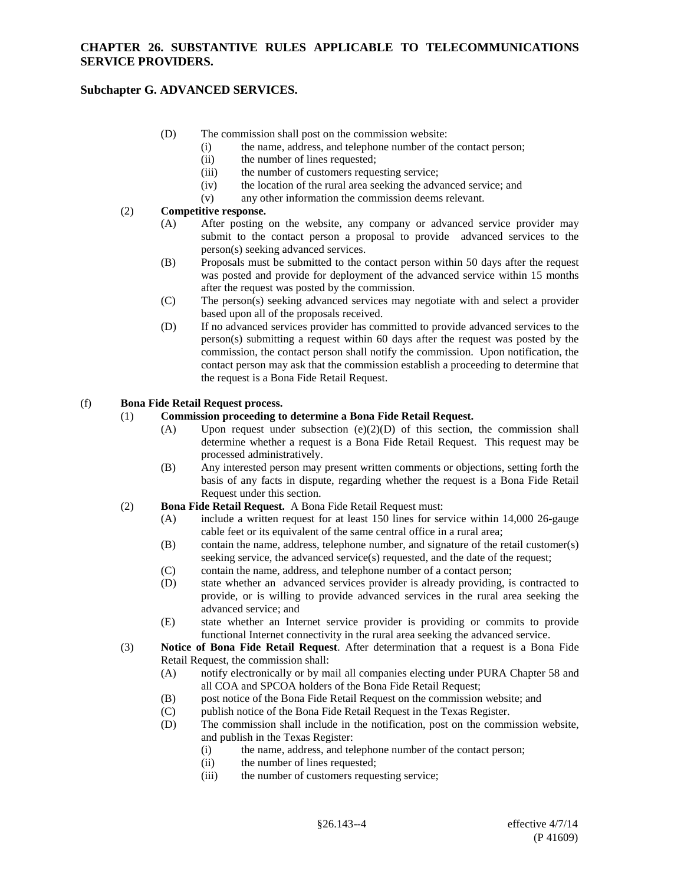(D) The commission shall post on the commission website:

(i) the name, address, and telephone number of the contact person;

(ii) the number of lines requested;

(iii) the number of customers requesting service;

(iv) the location of the rural area seeking the advanced service; and

(v) any other information the commission deems relevant.

(2) **Competitive response.**

(A) After posting on the website, any company or advanced service provider may submit to the contact person a proposal to provide advanced services to the person(s) seeking advanced services.

(B) Proposals must be submitted to the contact person within 50 days after the request was posted and provide for deployment of the advanced service within 15 months after the request was posted by the commission.

(C) The person(s) seeking advanced services may negotiate with and select a provider based upon all of the proposals received.

(D) If no advanced services provider has committed to provide advanced services to the person(s) submitting a request within 60 days after the request was posted by the commission, the contact person shall notify the commission. Upon notification, the contact person may ask that the commission establish a proceeding to determine that the request is a Bona Fide Retail Request.

(f) **Bona Fide Retail Request process.**

(1) **Commission proceeding to determine a Bona Fide Retail Request.**

(A) Upon request under subsection (e)(2)(D) of this section, the commission shall determine whether a request is a Bona Fide Retail Request. This request may be processed administratively.

(B) Any interested person may present written comments or objections, setting forth the basis of any facts in dispute, regarding whether the request is a Bona Fide Retail Request under this section.

(2) **Bona Fide Retail Request.** A Bona Fide Retail Request must:

(A) include a written request for at least 150 lines for service within 14,000 26-gauge cable feet or its equivalent of the same central office in a rural area;

(B) contain the name, address, telephone number, and signature of the retail customer(s) seeking service, the advanced service(s) requested, and the date of the request;

(C) contain the name, address, and telephone number of a contact person;

(D) state whether an advanced services provider is already providing, is contracted to provide, or is willing to provide advanced services in the rural area seeking the advanced service; and

(E) state whether an Internet service provider is providing or commits to provide functional Internet connectivity in the rural area seeking the advanced service.

(3) **Notice of Bona Fide Retail Request**. After determination that a request is a Bona Fide Retail Request, the commission shall:

(A) notify electronically or by mail all companies electing under PURA Chapter 58 and all COA and SPCOA holders of the Bona Fide Retail Request;

(B) post notice of the Bona Fide Retail Request on the commission website; and

(C) publish notice of the Bona Fide Retail Request in the Texas Register.

(D) The commission shall include in the notification, post on the commission website, and publish in the Texas Register:

(i) the name, address, and telephone number of the contact person;

(ii) the number of lines requested;

(iii) the number of customers requesting service;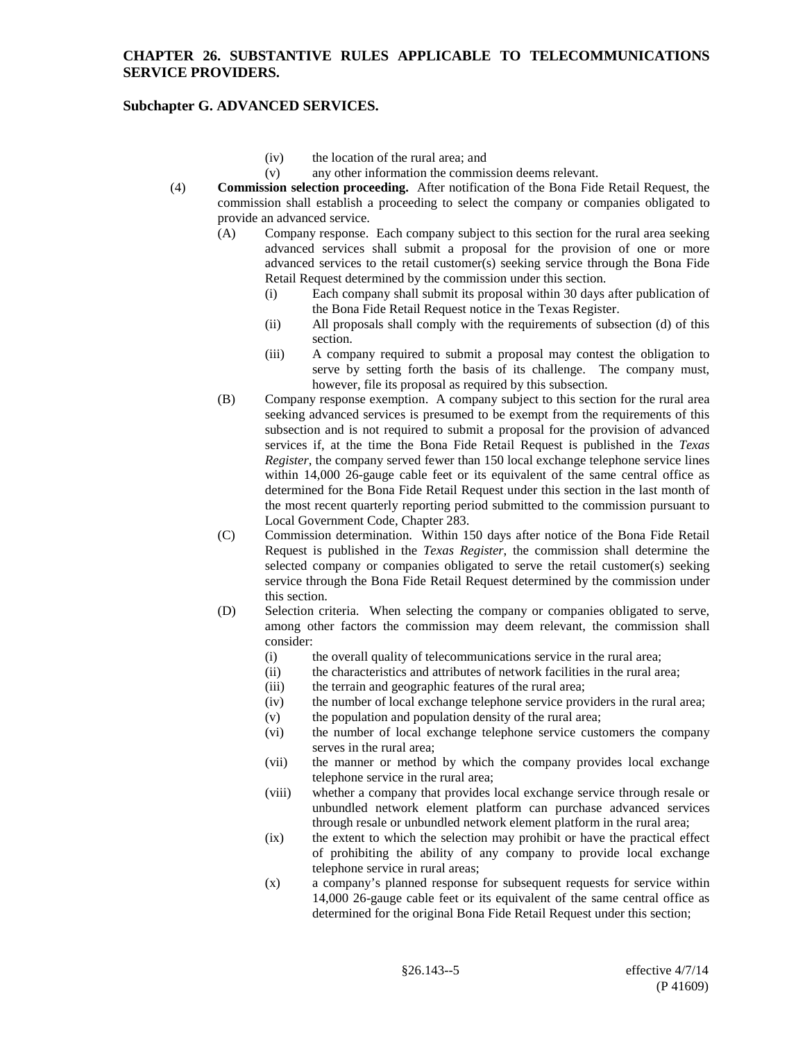(iv) the location of the rural area; and

(v) any other information the commission deems relevant.

(4) **Commission selection proceeding.** After notification of the Bona Fide Retail Request, the commission shall establish a proceeding to select the company or companies obligated to provide an advanced service.

(A) Company response. Each company subject to this section for the rural area seeking advanced services shall submit a proposal for the provision of one or more advanced services to the retail customer(s) seeking service through the Bona Fide Retail Request determined by the commission under this section.

(i) Each company shall submit its proposal within 30 days after publication of the Bona Fide Retail Request notice in the Texas Register.

(ii) All proposals shall comply with the requirements of subsection (d) of this section.

(iii) A company required to submit a proposal may contest the obligation to serve by setting forth the basis of its challenge. The company must, however, file its proposal as required by this subsection.

(B) Company response exemption. A company subject to this section for the rural area seeking advanced services is presumed to be exempt from the requirements of this subsection and is not required to submit a proposal for the provision of advanced services if, at the time the Bona Fide Retail Request is published in the *Texas Register*, the company served fewer than 150 local exchange telephone service lines within 14,000 26-gauge cable feet or its equivalent of the same central office as determined for the Bona Fide Retail Request under this section in the last month of the most recent quarterly reporting period submitted to the commission pursuant to Local Government Code, Chapter 283.

(C) Commission determination. Within 150 days after notice of the Bona Fide Retail Request is published in the *Texas Register*, the commission shall determine the selected company or companies obligated to serve the retail customer(s) seeking service through the Bona Fide Retail Request determined by the commission under this section.

(D) Selection criteria. When selecting the company or companies obligated to serve, among other factors the commission may deem relevant, the commission shall consider:

(i) the overall quality of telecommunications service in the rural area;

(ii) the characteristics and attributes of network facilities in the rural area;

(iii) the terrain and geographic features of the rural area;

(iv) the number of local exchange telephone service providers in the rural area;

(v) the population and population density of the rural area;

(vi) the number of local exchange telephone service customers the company serves in the rural area;

(vii) the manner or method by which the company provides local exchange telephone service in the rural area;

(viii) whether a company that provides local exchange service through resale or unbundled network element platform can purchase advanced services through resale or unbundled network element platform in the rural area;

(ix) the extent to which the selection may prohibit or have the practical effect of prohibiting the ability of any company to provide local exchange telephone service in rural areas;

(x) a company's planned response for subsequent requests for service within 14,000 26-gauge cable feet or its equivalent of the same central office as determined for the original Bona Fide Retail Request under this section;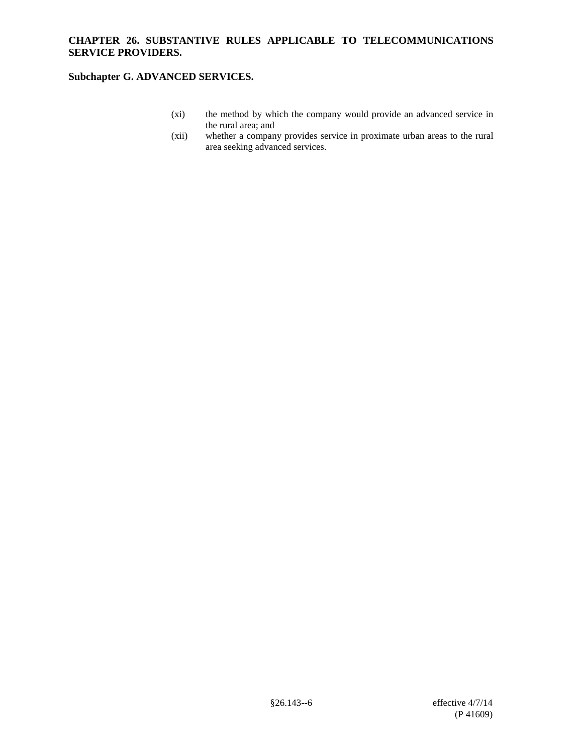(xi) the method by which the company would provide an advanced service in the rural area; and

(xii) whether a company provides service in proximate urban areas to the rural area seeking advanced services.